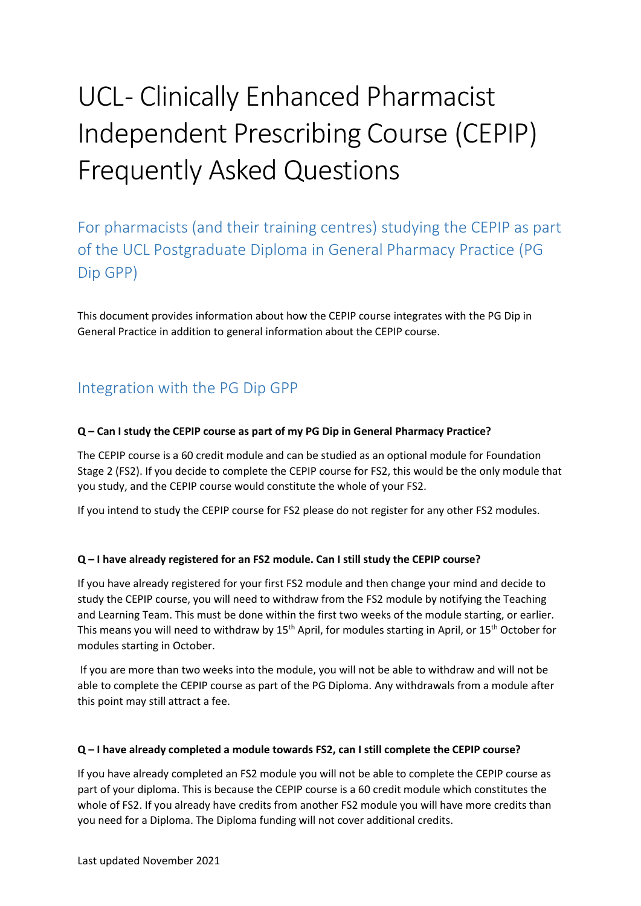# UCL- Clinically Enhanced Pharmacist Independent Prescribing Course (CEPIP) Frequently Asked Questions

## For pharmacists (and their training centres) studying the CEPIP as part of the UCL Postgraduate Diploma in General Pharmacy Practice (PG Dip GPP)

This document provides information about how the CEPIP course integrates with the PG Dip in General Practice in addition to general information about the CEPIP course.

## Integration with the PG Dip GPP

**Q – Can I study the CEPIP course as part of my PG Dip in General Pharmacy Practice?**

The CEPIP course is a 60 credit module and can be studied as an optional module for Foundation Stage 2 (FS2). If you decide to complete the CEPIP course for FS2, this would be the only module that you study, and the CEPIP course would constitute the whole of your FS2.

If you intend to study the CEPIP course for FS2 please do not register for any other FS2 modules.

**Q – I have already registered for an FS2 module. Can I still study the CEPIP course?**

If you have already registered for your first FS2 module and then change your mind and decide to study the CEPIP course, you will need to withdraw from the FS2 module by notifying the Teaching and Learning Team. This must be done within the first two weeks of the module starting, or earlier. This means you will need to withdraw by 15th April, for modules starting in April, or 15th October for modules starting in October.

If you are more than two weeks into the module, you will not be able to withdraw and will not be able to complete the CEPIP course as part of the PG Diploma. Any withdrawals from a module after this point may still attract a fee.

**Q – I have already completed a module towards FS2, can I still complete the CEPIP course?**

If you have already completed an FS2 module you will not be able to complete the CEPIP course as part of your diploma. This is because the CEPIP course is a 60 credit module which constitutes the whole of FS2. If you already have credits from another FS2 module you will have more credits than you need for a Diploma. The Diploma funding will not cover additional credits.

Last updated November 2021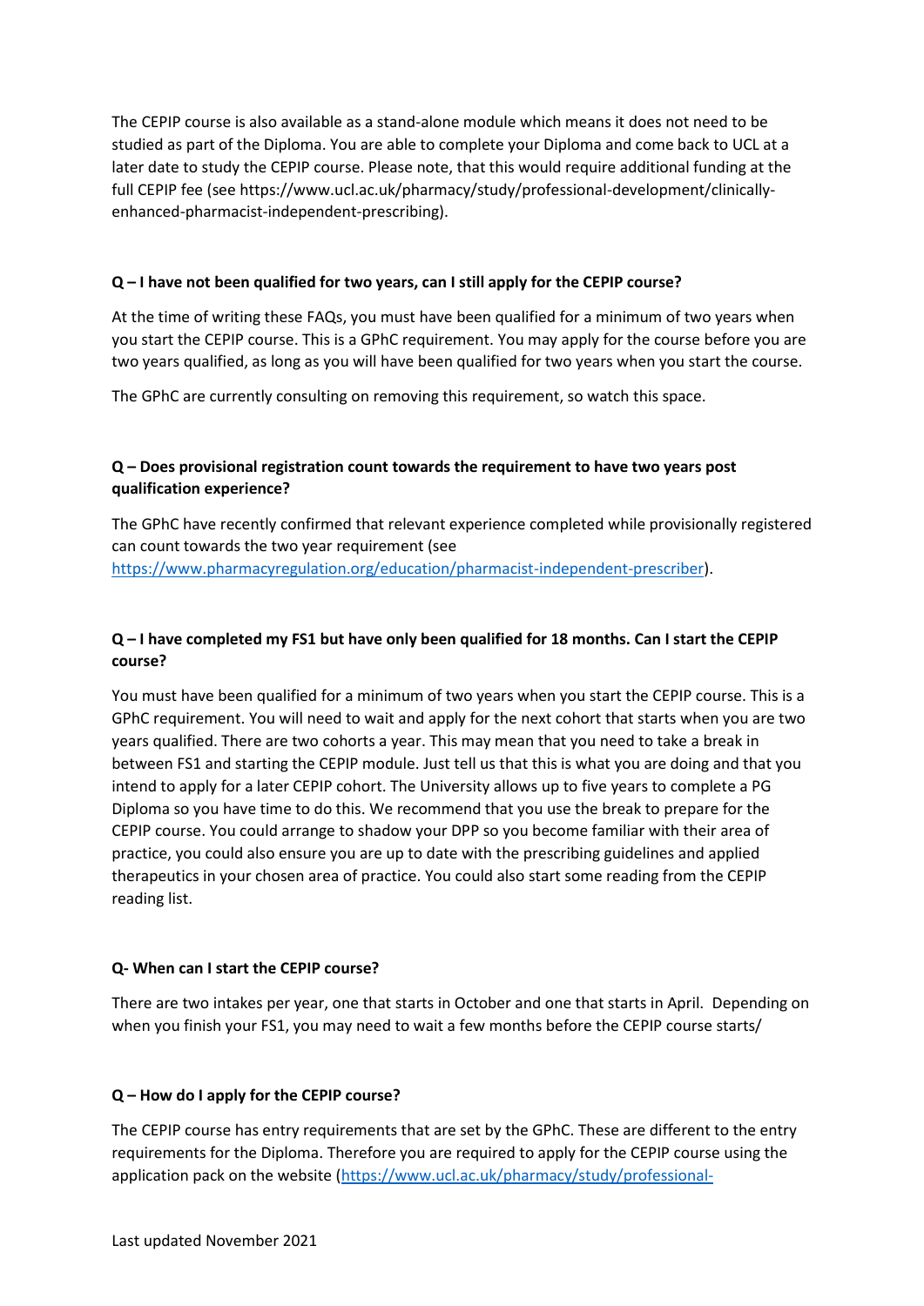The CEPIP course is also available as a stand-alone module which means it does not need to be studied as part of the Diploma. You are able to complete your Diploma and come back to UCL at a later date to study the CEPIP course. Please note, that this would require additional funding at the full CEPIP fee (see https://www.ucl.ac.uk/pharmacy/study/professional-development/clinically-enhanced-pharmacist-independent-prescribing).

**Q – I have not been qualified for two years, can I still apply for the CEPIP course?**

At the time of writing these FAQs, you must have been qualified for a minimum of two years when you start the CEPIP course. This is a GPhC requirement. You may apply for the course before you are two years qualified, as long as you will have been qualified for two years when you start the course.

The GPhC are currently consulting on removing this requirement, so watch this space.

**Q – Does provisional registration count towards the requirement to have two years post qualification experience?**

The GPhC have recently confirmed that relevant experience completed while provisionally registered can count towards the two year requirement (see https://www.pharmacyregulation.org/education/pharmacist-independent-prescriber).

**Q – I have completed my FS1 but have only been qualified for 18 months. Can I start the CEPIP course?**

You must have been qualified for a minimum of two years when you start the CEPIP course. This is a GPhC requirement. You will need to wait and apply for the next cohort that starts when you are two years qualified. There are two cohorts a year. This may mean that you need to take a break in between FS1 and starting the CEPIP module. Just tell us that this is what you are doing and that you intend to apply for a later CEPIP cohort. The University allows up to five years to complete a PG Diploma so you have time to do this. We recommend that you use the break to prepare for the CEPIP course. You could arrange to shadow your DPP so you become familiar with their area of practice, you could also ensure you are up to date with the prescribing guidelines and applied therapeutics in your chosen area of practice. You could also start some reading from the CEPIP reading list.

**Q- When can I start the CEPIP course?**

There are two intakes per year, one that starts in October and one that starts in April. Depending on when you finish your FS1, you may need to wait a few months before the CEPIP course starts/

**Q – How do I apply for the CEPIP course?**

The CEPIP course has entry requirements that are set by the GPhC. These are different to the entry requirements for the Diploma. Therefore you are required to apply for the CEPIP course using the application pack on the website (https://www.ucl.ac.uk/pharmacy/study/professional-

Last updated November 2021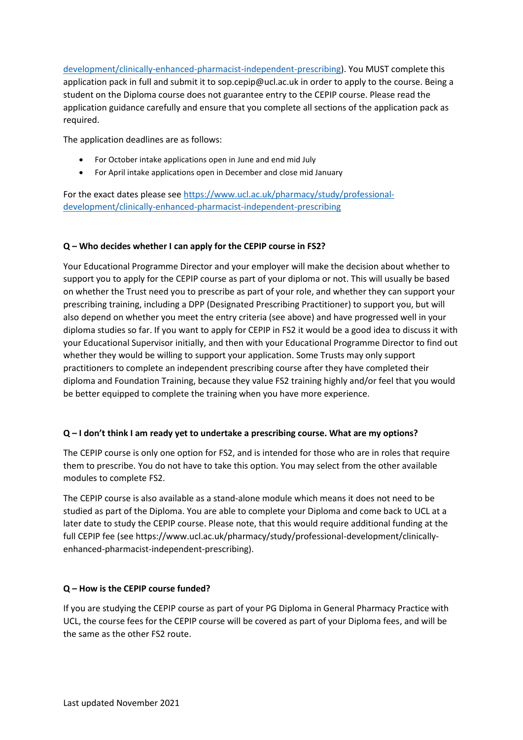development/clinically-enhanced-pharmacist-independent-prescribing). You MUST complete this application pack in full and submit it to sop.cepip@ucl.ac.uk in order to apply to the course. Being a student on the Diploma course does not guarantee entry to the CEPIP course. Please read the application guidance carefully and ensure that you complete all sections of the application pack as required.

The application deadlines are as follows:

- For October intake applications open in June and end mid July
- For April intake applications open in December and close mid January

For the exact dates please see https://www.ucl.ac.uk/pharmacy/study/professional-development/clinically-enhanced-pharmacist-independent-prescribing

**Q – Who decides whether I can apply for the CEPIP course in FS2?**

Your Educational Programme Director and your employer will make the decision about whether to support you to apply for the CEPIP course as part of your diploma or not. This will usually be based on whether the Trust need you to prescribe as part of your role, and whether they can support your prescribing training, including a DPP (Designated Prescribing Practitioner) to support you, but will also depend on whether you meet the entry criteria (see above) and have progressed well in your diploma studies so far. If you want to apply for CEPIP in FS2 it would be a good idea to discuss it with your Educational Supervisor initially, and then with your Educational Programme Director to find out whether they would be willing to support your application. Some Trusts may only support practitioners to complete an independent prescribing course after they have completed their diploma and Foundation Training, because they value FS2 training highly and/or feel that you would be better equipped to complete the training when you have more experience.

**Q – I don't think I am ready yet to undertake a prescribing course. What are my options?**

The CEPIP course is only one option for FS2, and is intended for those who are in roles that require them to prescribe. You do not have to take this option. You may select from the other available modules to complete FS2.

The CEPIP course is also available as a stand-alone module which means it does not need to be studied as part of the Diploma. You are able to complete your Diploma and come back to UCL at a later date to study the CEPIP course. Please note, that this would require additional funding at the full CEPIP fee (see https://www.ucl.ac.uk/pharmacy/study/professional-development/clinically-enhanced-pharmacist-independent-prescribing).

**Q – How is the CEPIP course funded?**

If you are studying the CEPIP course as part of your PG Diploma in General Pharmacy Practice with UCL, the course fees for the CEPIP course will be covered as part of your Diploma fees, and will be the same as the other FS2 route.

Last updated November 2021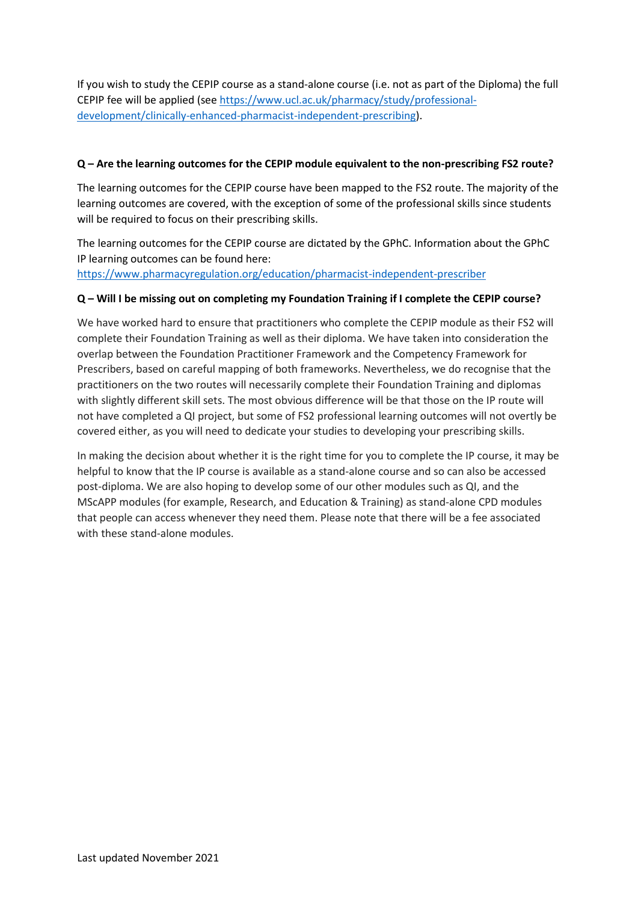If you wish to study the CEPIP course as a stand-alone course (i.e. not as part of the Diploma) the full CEPIP fee will be applied (see [https://www.ucl.ac.uk/pharmacy/study/professional-development/clinically-enhanced-pharmacist-independent-prescribing](https://www.ucl.ac.uk/pharmacy/study/professional-development/clinically-enhanced-pharmacist-independent-prescribing)).

**Q – Are the learning outcomes for the CEPIP module equivalent to the non-prescribing FS2 route?**

The learning outcomes for the CEPIP course have been mapped to the FS2 route. The majority of the learning outcomes are covered, with the exception of some of the professional skills since students will be required to focus on their prescribing skills.

The learning outcomes for the CEPIP course are dictated by the GPhC. Information about the GPhC IP learning outcomes can be found here: [https://www.pharmacyregulation.org/education/pharmacist-independent-prescriber](https://www.pharmacyregulation.org/education/pharmacist-independent-prescriber)

**Q – Will I be missing out on completing my Foundation Training if I complete the CEPIP course?**

We have worked hard to ensure that practitioners who complete the CEPIP module as their FS2 will complete their Foundation Training as well as their diploma. We have taken into consideration the overlap between the Foundation Practitioner Framework and the Competency Framework for Prescribers, based on careful mapping of both frameworks. Nevertheless, we do recognise that the practitioners on the two routes will necessarily complete their Foundation Training and diplomas with slightly different skill sets. The most obvious difference will be that those on the IP route will not have completed a QI project, but some of FS2 professional learning outcomes will not overtly be covered either, as you will need to dedicate your studies to developing your prescribing skills.

In making the decision about whether it is the right time for you to complete the IP course, it may be helpful to know that the IP course is available as a stand-alone course and so can also be accessed post-diploma. We are also hoping to develop some of our other modules such as QI, and the MScAPP modules (for example, Research, and Education & Training) as stand-alone CPD modules that people can access whenever they need them. Please note that there will be a fee associated with these stand-alone modules.

Last updated November 2021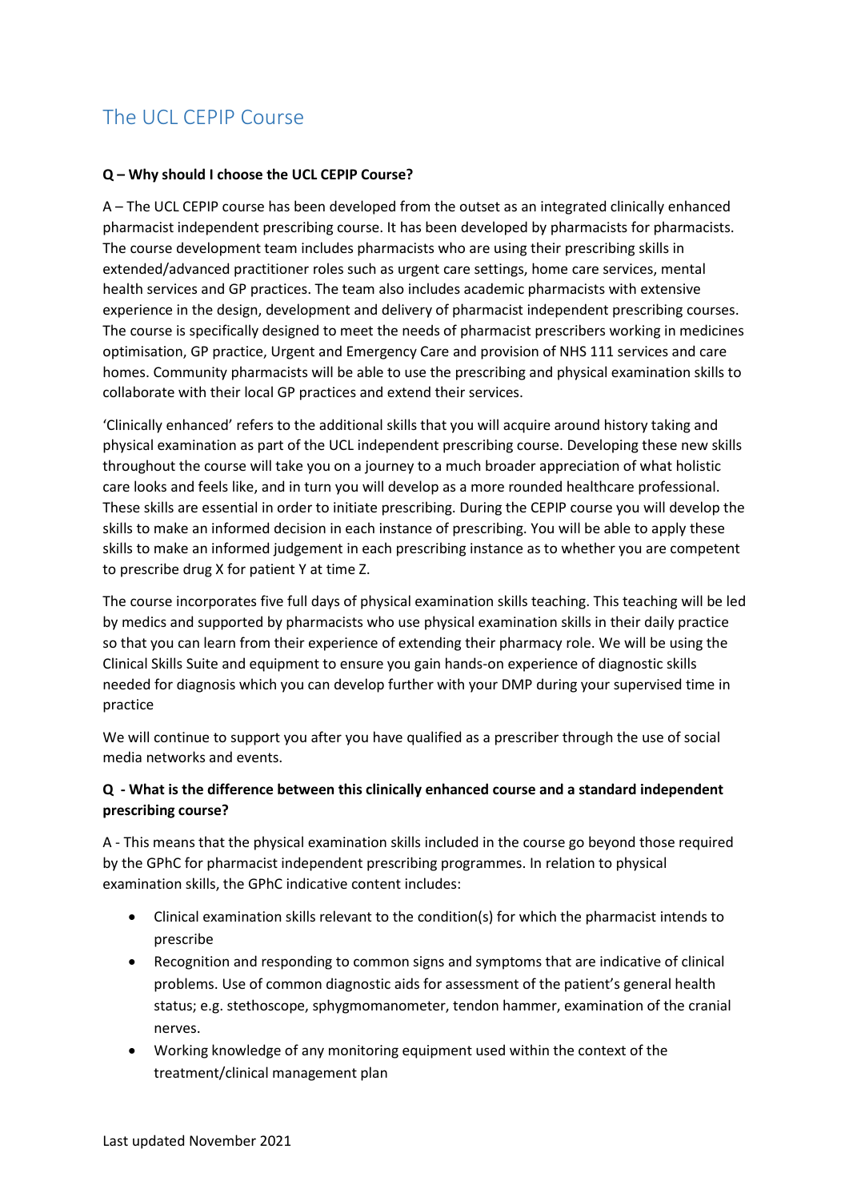# The UCL CEPIP Course

**Q – Why should I choose the UCL CEPIP Course?**

A – The UCL CEPIP course has been developed from the outset as an integrated clinically enhanced pharmacist independent prescribing course. It has been developed by pharmacists for pharmacists. The course development team includes pharmacists who are using their prescribing skills in extended/advanced practitioner roles such as urgent care settings, home care services, mental health services and GP practices. The team also includes academic pharmacists with extensive experience in the design, development and delivery of pharmacist independent prescribing courses. The course is specifically designed to meet the needs of pharmacist prescribers working in medicines optimisation, GP practice, Urgent and Emergency Care and provision of NHS 111 services and care homes. Community pharmacists will be able to use the prescribing and physical examination skills to collaborate with their local GP practices and extend their services.

'Clinically enhanced' refers to the additional skills that you will acquire around history taking and physical examination as part of the UCL independent prescribing course. Developing these new skills throughout the course will take you on a journey to a much broader appreciation of what holistic care looks and feels like, and in turn you will develop as a more rounded healthcare professional. These skills are essential in order to initiate prescribing. During the CEPIP course you will develop the skills to make an informed decision in each instance of prescribing. You will be able to apply these skills to make an informed judgement in each prescribing instance as to whether you are competent to prescribe drug X for patient Y at time Z.

The course incorporates five full days of physical examination skills teaching. This teaching will be led by medics and supported by pharmacists who use physical examination skills in their daily practice so that you can learn from their experience of extending their pharmacy role. We will be using the Clinical Skills Suite and equipment to ensure you gain hands-on experience of diagnostic skills needed for diagnosis which you can develop further with your DMP during your supervised time in practice

We will continue to support you after you have qualified as a prescriber through the use of social media networks and events.

**Q - What is the difference between this clinically enhanced course and a standard independent prescribing course?**

A - This means that the physical examination skills included in the course go beyond those required by the GPhC for pharmacist independent prescribing programmes. In relation to physical examination skills, the GPhC indicative content includes:

- Clinical examination skills relevant to the condition(s) for which the pharmacist intends to prescribe
- Recognition and responding to common signs and symptoms that are indicative of clinical problems. Use of common diagnostic aids for assessment of the patient's general health status; e.g. stethoscope, sphygmomanometer, tendon hammer, examination of the cranial nerves.
- Working knowledge of any monitoring equipment used within the context of the treatment/clinical management plan

Last updated November 2021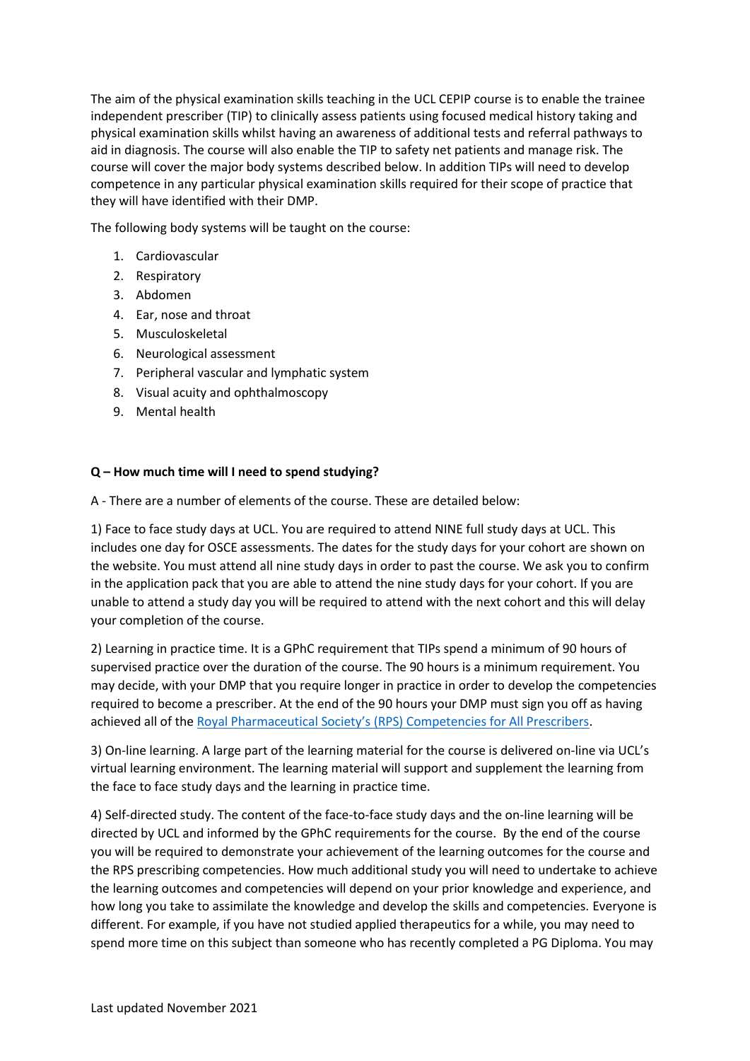The aim of the physical examination skills teaching in the UCL CEPIP course is to enable the trainee independent prescriber (TIP) to clinically assess patients using focused medical history taking and physical examination skills whilst having an awareness of additional tests and referral pathways to aid in diagnosis. The course will also enable the TIP to safety net patients and manage risk. The course will cover the major body systems described below. In addition TIPs will need to develop competence in any particular physical examination skills required for their scope of practice that they will have identified with their DMP.

The following body systems will be taught on the course:

1. Cardiovascular
2. Respiratory
3. Abdomen
4. Ear, nose and throat
5. Musculoskeletal
6. Neurological assessment
7. Peripheral vascular and lymphatic system
8. Visual acuity and ophthalmoscopy
9. Mental health

**Q – How much time will I need to spend studying?**

A - There are a number of elements of the course. These are detailed below:

1) Face to face study days at UCL. You are required to attend NINE full study days at UCL. This includes one day for OSCE assessments. The dates for the study days for your cohort are shown on the website. You must attend all nine study days in order to past the course. We ask you to confirm in the application pack that you are able to attend the nine study days for your cohort. If you are unable to attend a study day you will be required to attend with the next cohort and this will delay your completion of the course.

2) Learning in practice time. It is a GPhC requirement that TIPs spend a minimum of 90 hours of supervised practice over the duration of the course. The 90 hours is a minimum requirement. You may decide, with your DMP that you require longer in practice in order to develop the competencies required to become a prescriber. At the end of the 90 hours your DMP must sign you off as having achieved all of the Royal Pharmaceutical Society's (RPS) Competencies for All Prescribers.

3) On-line learning. A large part of the learning material for the course is delivered on-line via UCL's virtual learning environment. The learning material will support and supplement the learning from the face to face study days and the learning in practice time.

4) Self-directed study. The content of the face-to-face study days and the on-line learning will be directed by UCL and informed by the GPhC requirements for the course. By the end of the course you will be required to demonstrate your achievement of the learning outcomes for the course and the RPS prescribing competencies. How much additional study you will need to undertake to achieve the learning outcomes and competencies will depend on your prior knowledge and experience, and how long you take to assimilate the knowledge and develop the skills and competencies. Everyone is different. For example, if you have not studied applied therapeutics for a while, you may need to spend more time on this subject than someone who has recently completed a PG Diploma. You may

Last updated November 2021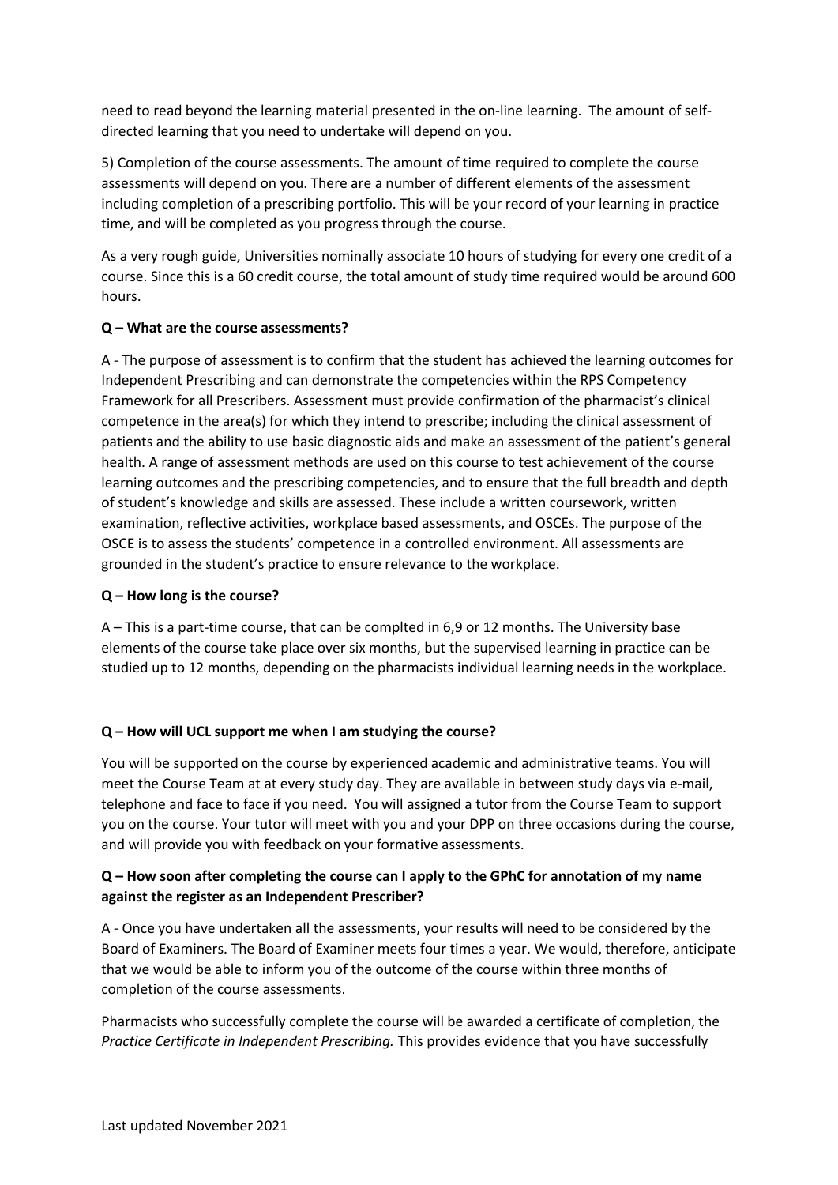need to read beyond the learning material presented in the on-line learning. The amount of self-directed learning that you need to undertake will depend on you.

5) Completion of the course assessments. The amount of time required to complete the course assessments will depend on you. There are a number of different elements of the assessment including completion of a prescribing portfolio. This will be your record of your learning in practice time, and will be completed as you progress through the course.

As a very rough guide, Universities nominally associate 10 hours of studying for every one credit of a course. Since this is a 60 credit course, the total amount of study time required would be around 600 hours.

**Q – What are the course assessments?**

A - The purpose of assessment is to confirm that the student has achieved the learning outcomes for Independent Prescribing and can demonstrate the competencies within the RPS Competency Framework for all Prescribers. Assessment must provide confirmation of the pharmacist's clinical competence in the area(s) for which they intend to prescribe; including the clinical assessment of patients and the ability to use basic diagnostic aids and make an assessment of the patient's general health. A range of assessment methods are used on this course to test achievement of the course learning outcomes and the prescribing competencies, and to ensure that the full breadth and depth of student's knowledge and skills are assessed. These include a written coursework, written examination, reflective activities, workplace based assessments, and OSCEs. The purpose of the OSCE is to assess the students' competence in a controlled environment. All assessments are grounded in the student's practice to ensure relevance to the workplace.

**Q – How long is the course?**

A – This is a part-time course, that can be complted in 6,9 or 12 months. The University base elements of the course take place over six months, but the supervised learning in practice can be studied up to 12 months, depending on the pharmacists individual learning needs in the workplace.

**Q – How will UCL support me when I am studying the course?**

You will be supported on the course by experienced academic and administrative teams. You will meet the Course Team at at every study day. They are available in between study days via e-mail, telephone and face to face if you need. You will assigned a tutor from the Course Team to support you on the course. Your tutor will meet with you and your DPP on three occasions during the course, and will provide you with feedback on your formative assessments.

**Q – How soon after completing the course can I apply to the GPhC for annotation of my name against the register as an Independent Prescriber?**

A - Once you have undertaken all the assessments, your results will need to be considered by the Board of Examiners. The Board of Examiner meets four times a year. We would, therefore, anticipate that we would be able to inform you of the outcome of the course within three months of completion of the course assessments.

Pharmacists who successfully complete the course will be awarded a certificate of completion, the *Practice Certificate in Independent Prescribing.* This provides evidence that you have successfully

Last updated November 2021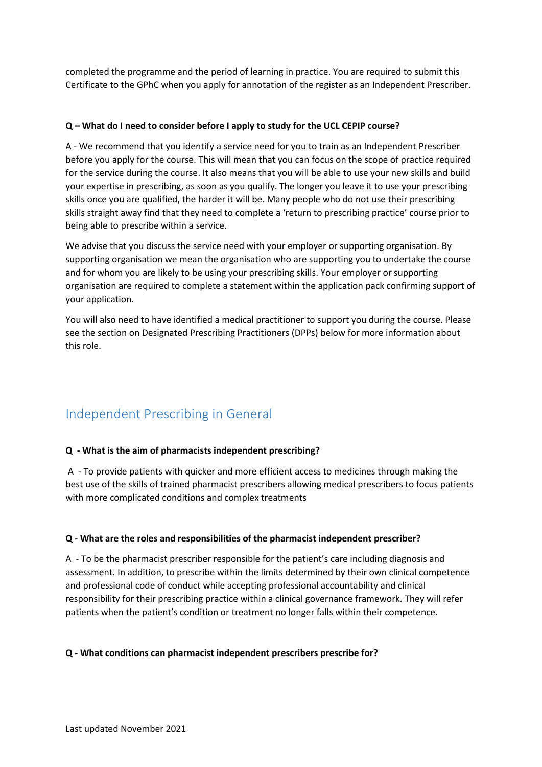completed the programme and the period of learning in practice. You are required to submit this Certificate to the GPhC when you apply for annotation of the register as an Independent Prescriber.

**Q – What do I need to consider before I apply to study for the UCL CEPIP course?**

A - We recommend that you identify a service need for you to train as an Independent Prescriber before you apply for the course. This will mean that you can focus on the scope of practice required for the service during the course. It also means that you will be able to use your new skills and build your expertise in prescribing, as soon as you qualify. The longer you leave it to use your prescribing skills once you are qualified, the harder it will be. Many people who do not use their prescribing skills straight away find that they need to complete a 'return to prescribing practice' course prior to being able to prescribe within a service.

We advise that you discuss the service need with your employer or supporting organisation. By supporting organisation we mean the organisation who are supporting you to undertake the course and for whom you are likely to be using your prescribing skills. Your employer or supporting organisation are required to complete a statement within the application pack confirming support of your application.

You will also need to have identified a medical practitioner to support you during the course. Please see the section on Designated Prescribing Practitioners (DPPs) below for more information about this role.

## Independent Prescribing in General

**Q - What is the aim of pharmacists independent prescribing?**

A - To provide patients with quicker and more efficient access to medicines through making the best use of the skills of trained pharmacist prescribers allowing medical prescribers to focus patients with more complicated conditions and complex treatments

**Q - What are the roles and responsibilities of the pharmacist independent prescriber?**

A - To be the pharmacist prescriber responsible for the patient's care including diagnosis and assessment. In addition, to prescribe within the limits determined by their own clinical competence and professional code of conduct while accepting professional accountability and clinical responsibility for their prescribing practice within a clinical governance framework. They will refer patients when the patient's condition or treatment no longer falls within their competence.

**Q - What conditions can pharmacist independent prescribers prescribe for?**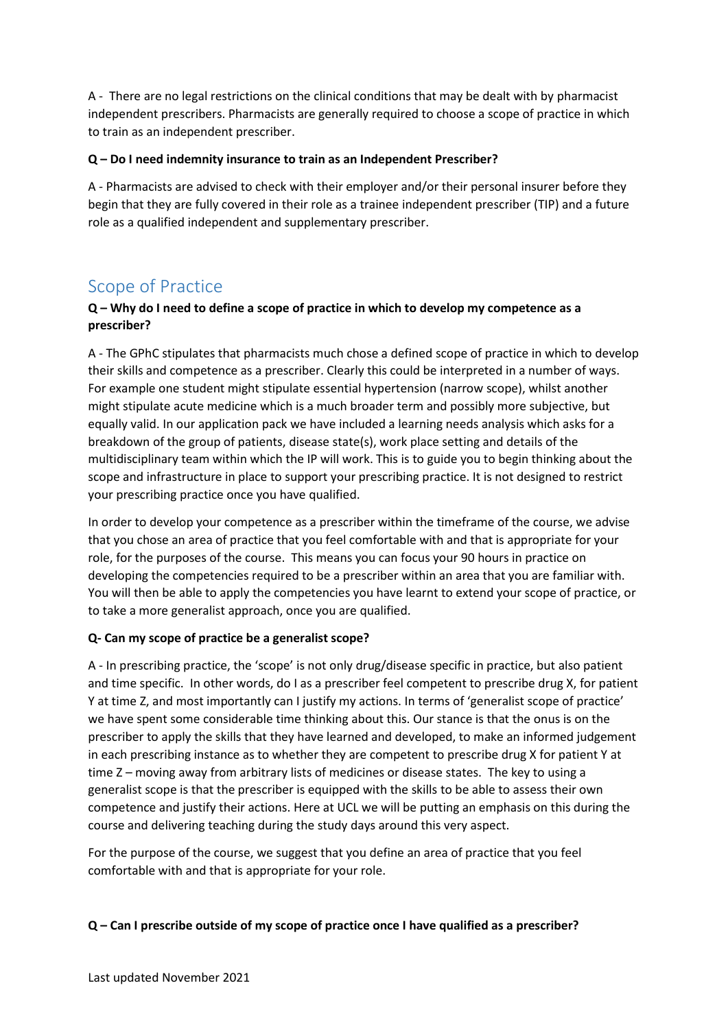A - There are no legal restrictions on the clinical conditions that may be dealt with by pharmacist independent prescribers. Pharmacists are generally required to choose a scope of practice in which to train as an independent prescriber.

**Q – Do I need indemnity insurance to train as an Independent Prescriber?**

A - Pharmacists are advised to check with their employer and/or their personal insurer before they begin that they are fully covered in their role as a trainee independent prescriber (TIP) and a future role as a qualified independent and supplementary prescriber.

## Scope of Practice

**Q – Why do I need to define a scope of practice in which to develop my competence as a prescriber?**

A - The GPhC stipulates that pharmacists much chose a defined scope of practice in which to develop their skills and competence as a prescriber. Clearly this could be interpreted in a number of ways. For example one student might stipulate essential hypertension (narrow scope), whilst another might stipulate acute medicine which is a much broader term and possibly more subjective, but equally valid. In our application pack we have included a learning needs analysis which asks for a breakdown of the group of patients, disease state(s), work place setting and details of the multidisciplinary team within which the IP will work. This is to guide you to begin thinking about the scope and infrastructure in place to support your prescribing practice. It is not designed to restrict your prescribing practice once you have qualified.

In order to develop your competence as a prescriber within the timeframe of the course, we advise that you chose an area of practice that you feel comfortable with and that is appropriate for your role, for the purposes of the course. This means you can focus your 90 hours in practice on developing the competencies required to be a prescriber within an area that you are familiar with. You will then be able to apply the competencies you have learnt to extend your scope of practice, or to take a more generalist approach, once you are qualified.

**Q- Can my scope of practice be a generalist scope?**

A - In prescribing practice, the 'scope' is not only drug/disease specific in practice, but also patient and time specific. In other words, do I as a prescriber feel competent to prescribe drug X, for patient Y at time Z, and most importantly can I justify my actions. In terms of 'generalist scope of practice' we have spent some considerable time thinking about this. Our stance is that the onus is on the prescriber to apply the skills that they have learned and developed, to make an informed judgement in each prescribing instance as to whether they are competent to prescribe drug X for patient Y at time Z – moving away from arbitrary lists of medicines or disease states. The key to using a generalist scope is that the prescriber is equipped with the skills to be able to assess their own competence and justify their actions. Here at UCL we will be putting an emphasis on this during the course and delivering teaching during the study days around this very aspect.

For the purpose of the course, we suggest that you define an area of practice that you feel comfortable with and that is appropriate for your role.

**Q – Can I prescribe outside of my scope of practice once I have qualified as a prescriber?**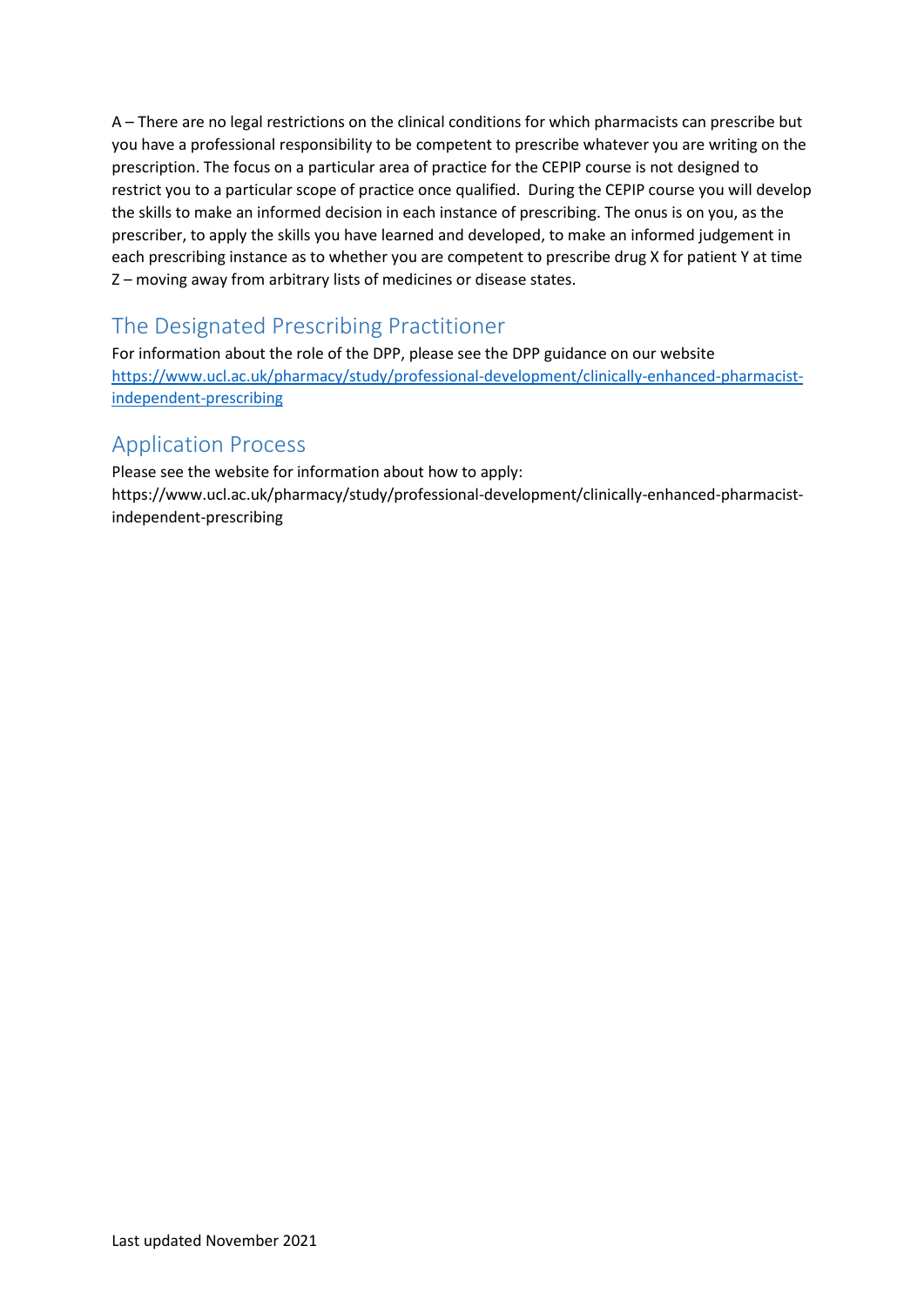A – There are no legal restrictions on the clinical conditions for which pharmacists can prescribe but you have a professional responsibility to be competent to prescribe whatever you are writing on the prescription. The focus on a particular area of practice for the CEPIP course is not designed to restrict you to a particular scope of practice once qualified. During the CEPIP course you will develop the skills to make an informed decision in each instance of prescribing. The onus is on you, as the prescriber, to apply the skills you have learned and developed, to make an informed judgement in each prescribing instance as to whether you are competent to prescribe drug X for patient Y at time Z – moving away from arbitrary lists of medicines or disease states.

## The Designated Prescribing Practitioner

For information about the role of the DPP, please see the DPP guidance on our website [https://www.ucl.ac.uk/pharmacy/study/professional-development/clinically-enhanced-pharmacist-independent-prescribing](https://www.ucl.ac.uk/pharmacy/study/professional-development/clinically-enhanced-pharmacist-independent-prescribing)

## Application Process

Please see the website for information about how to apply:
https://www.ucl.ac.uk/pharmacy/study/professional-development/clinically-enhanced-pharmacist-independent-prescribing

Last updated November 2021